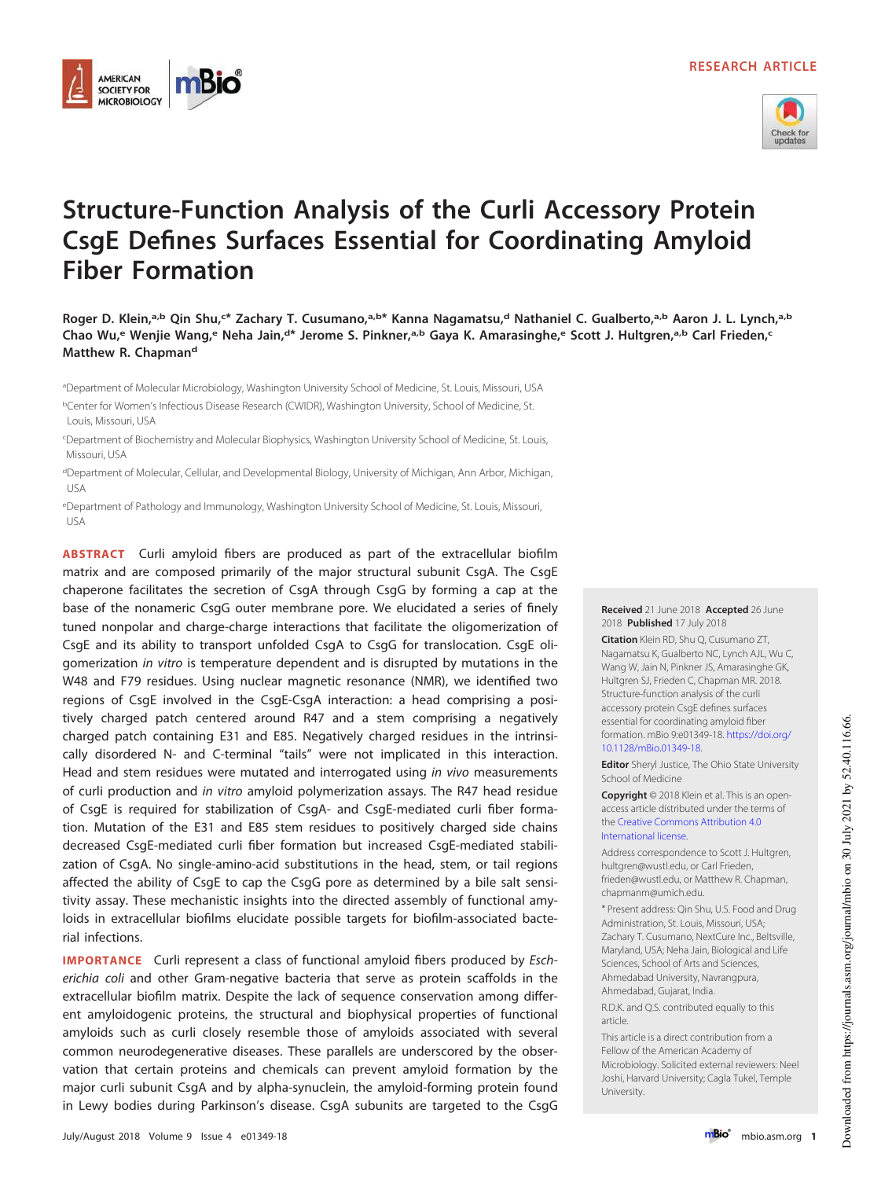RESEARCH ARTICLE

# Structure-Function Analysis of the Curli Accessory Protein CsgE Defines Surfaces Essential for Coordinating Amyloid Fiber Formation

**Roger D. Klein,[a,b] Qin Shu,[c*] Zachary T. Cusumano,[a,b*] Kanna Nagamatsu,[d] Nathaniel C. Gualberto,[a,b] Aaron J. L. Lynch,[a,b] Chao Wu,[e] Wenjie Wang,[e] Neha Jain,[d*] Jerome S. Pinkner,[a,b] Gaya K. Amarasinghe,[e] Scott J. Hultgren,[a,b] Carl Frieden,[c] Matthew R. Chapman[d]**

[a]Department of Molecular Microbiology, Washington University School of Medicine, St. Louis, Missouri, USA

[b]Center for Women's Infectious Disease Research (CWIDR), Washington University, School of Medicine, St. Louis, Missouri, USA

[c]Department of Biochemistry and Molecular Biophysics, Washington University School of Medicine, St. Louis, Missouri, USA

[d]Department of Molecular, Cellular, and Developmental Biology, University of Michigan, Ann Arbor, Michigan, USA

[e]Department of Pathology and Immunology, Washington University School of Medicine, St. Louis, Missouri, USA

**ABSTRACT** Curli amyloid fibers are produced as part of the extracellular biofilm matrix and are composed primarily of the major structural subunit CsgA. The CsgE chaperone facilitates the secretion of CsgA through CsgG by forming a cap at the base of the nonameric CsgG outer membrane pore. We elucidated a series of finely tuned nonpolar and charge-charge interactions that facilitate the oligomerization of CsgE and its ability to transport unfolded CsgA to CsgG for translocation. CsgE oligomerization *in vitro* is temperature dependent and is disrupted by mutations in the W48 and F79 residues. Using nuclear magnetic resonance (NMR), we identified two regions of CsgE involved in the CsgE-CsgA interaction: a head comprising a positively charged patch centered around R47 and a stem comprising a negatively charged patch containing E31 and E85. Negatively charged residues in the intrinsically disordered N- and C-terminal "tails" were not implicated in this interaction. Head and stem residues were mutated and interrogated using *in vivo* measurements of curli production and *in vitro* amyloid polymerization assays. The R47 head residue of CsgE is required for stabilization of CsgA- and CsgE-mediated curli fiber formation. Mutation of the E31 and E85 stem residues to positively charged side chains decreased CsgE-mediated curli fiber formation but increased CsgE-mediated stabilization of CsgA. No single-amino-acid substitutions in the head, stem, or tail regions affected the ability of CsgE to cap the CsgG pore as determined by a bile salt sensitivity assay. These mechanistic insights into the directed assembly of functional amyloids in extracellular biofilms elucidate possible targets for biofilm-associated bacterial infections.

**IMPORTANCE** Curli represent a class of functional amyloid fibers produced by *Escherichia coli* and other Gram-negative bacteria that serve as protein scaffolds in the extracellular biofilm matrix. Despite the lack of sequence conservation among different amyloidogenic proteins, the structural and biophysical properties of functional amyloids such as curli closely resemble those of amyloids associated with several common neurodegenerative diseases. These parallels are underscored by the observation that certain proteins and chemicals can prevent amyloid formation by the major curli subunit CsgA and by alpha-synuclein, the amyloid-forming protein found in Lewy bodies during Parkinson's disease. CsgA subunits are targeted to the CsgG

**Received** 21 June 2018 **Accepted** 26 June 2018 **Published** 17 July 2018

**Citation** Klein RD, Shu Q, Cusumano ZT, Nagamatsu K, Gualberto NC, Lynch AJL, Wu C, Wang W, Jain N, Pinkner JS, Amarasinghe GK, Hultgren SJ, Frieden C, Chapman MR. 2018. Structure-function analysis of the curli accessory protein CsgE defines surfaces essential for coordinating amyloid fiber formation. mBio 9:e01349-18. https://doi.org/10.1128/mBio.01349-18.

**Editor** Sheryl Justice, The Ohio State University School of Medicine

**Copyright** © 2018 Klein et al. This is an open-access article distributed under the terms of the Creative Commons Attribution 4.0 International license.

Address correspondence to Scott J. Hultgren, hultgren@wustl.edu, or Carl Frieden, frieden@wustl.edu, or Matthew R. Chapman, chapmanm@umich.edu.

* Present address: Qin Shu, U.S. Food and Drug Administration, St. Louis, Missouri, USA; Zachary T. Cusumano, NextCure Inc., Beltsville, Maryland, USA; Neha Jain, Biological and Life Sciences, School of Arts and Sciences, Ahmedabad University, Navrangpura, Ahmedabad, Gujarat, India.

R.D.K. and Q.S. contributed equally to this article.

This article is a direct contribution from a Fellow of the American Academy of Microbiology. Solicited external reviewers: Neel Joshi, Harvard University; Cagla Tukel, Temple University.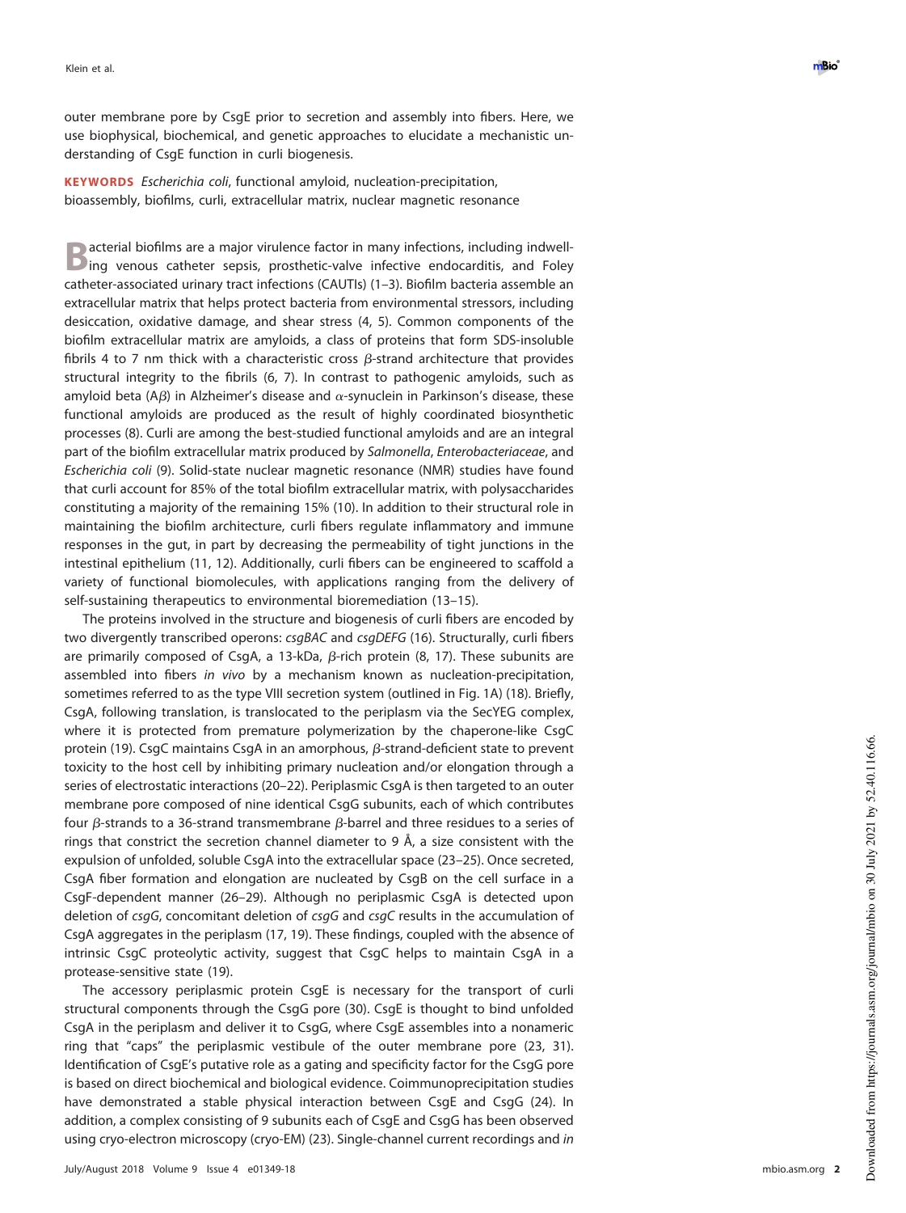outer membrane pore by CsgE prior to secretion and assembly into fibers. Here, we use biophysical, biochemical, and genetic approaches to elucidate a mechanistic understanding of CsgE function in curli biogenesis.

**KEYWORDS** *Escherichia coli*, functional amyloid, nucleation-precipitation, bioassembly, biofilms, curli, extracellular matrix, nuclear magnetic resonance

Bacterial biofilms are a major virulence factor in many infections, including indwelling venous catheter sepsis, prosthetic-valve infective endocarditis, and Foley catheter-associated urinary tract infections (CAUTIs) (1–3). Biofilm bacteria assemble an extracellular matrix that helps protect bacteria from environmental stressors, including desiccation, oxidative damage, and shear stress (4, 5). Common components of the biofilm extracellular matrix are amyloids, a class of proteins that form SDS-insoluble fibrils 4 to 7 nm thick with a characteristic cross $\beta$-strand architecture that provides structural integrity to the fibrils (6, 7). In contrast to pathogenic amyloids, such as amyloid beta (A$\beta$) in Alzheimer's disease and $\alpha$-synuclein in Parkinson's disease, these functional amyloids are produced as the result of highly coordinated biosynthetic processes (8). Curli are among the best-studied functional amyloids and are an integral part of the biofilm extracellular matrix produced by *Salmonella*, *Enterobacteriaceae*, and *Escherichia coli* (9). Solid-state nuclear magnetic resonance (NMR) studies have found that curli account for 85% of the total biofilm extracellular matrix, with polysaccharides constituting a majority of the remaining 15% (10). In addition to their structural role in maintaining the biofilm architecture, curli fibers regulate inflammatory and immune responses in the gut, in part by decreasing the permeability of tight junctions in the intestinal epithelium (11, 12). Additionally, curli fibers can be engineered to scaffold a variety of functional biomolecules, with applications ranging from the delivery of self-sustaining therapeutics to environmental bioremediation (13–15).

The proteins involved in the structure and biogenesis of curli fibers are encoded by two divergently transcribed operons: *csgBAC* and *csgDEFG* (16). Structurally, curli fibers are primarily composed of CsgA, a 13-kDa, $\beta$-rich protein (8, 17). These subunits are assembled into fibers *in vivo* by a mechanism known as nucleation-precipitation, sometimes referred to as the type VIII secretion system (outlined in Fig. 1A) (18). Briefly, CsgA, following translation, is translocated to the periplasm via the SecYEG complex, where it is protected from premature polymerization by the chaperone-like CsgC protein (19). CsgC maintains CsgA in an amorphous, $\beta$-strand-deficient state to prevent toxicity to the host cell by inhibiting primary nucleation and/or elongation through a series of electrostatic interactions (20–22). Periplasmic CsgA is then targeted to an outer membrane pore composed of nine identical CsgG subunits, each of which contributes four $\beta$-strands to a 36-strand transmembrane $\beta$-barrel and three residues to a series of rings that constrict the secretion channel diameter to 9 Å, a size consistent with the expulsion of unfolded, soluble CsgA into the extracellular space (23–25). Once secreted, CsgA fiber formation and elongation are nucleated by CsgB on the cell surface in a CsgF-dependent manner (26–29). Although no periplasmic CsgA is detected upon deletion of *csgG*, concomitant deletion of *csgG* and *csgC* results in the accumulation of CsgA aggregates in the periplasm (17, 19). These findings, coupled with the absence of intrinsic CsgC proteolytic activity, suggest that CsgC helps to maintain CsgA in a protease-sensitive state (19).

The accessory periplasmic protein CsgE is necessary for the transport of curli structural components through the CsgG pore (30). CsgE is thought to bind unfolded CsgA in the periplasm and deliver it to CsgG, where CsgE assembles into a nonameric ring that "caps" the periplasmic vestibule of the outer membrane pore (23, 31). Identification of CsgE's putative role as a gating and specificity factor for the CsgG pore is based on direct biochemical and biological evidence. Coimmunoprecipitation studies have demonstrated a stable physical interaction between CsgE and CsgG (24). In addition, a complex consisting of 9 subunits each of CsgE and CsgG has been observed using cryo-electron microscopy (cryo-EM) (23). Single-channel current recordings and *in*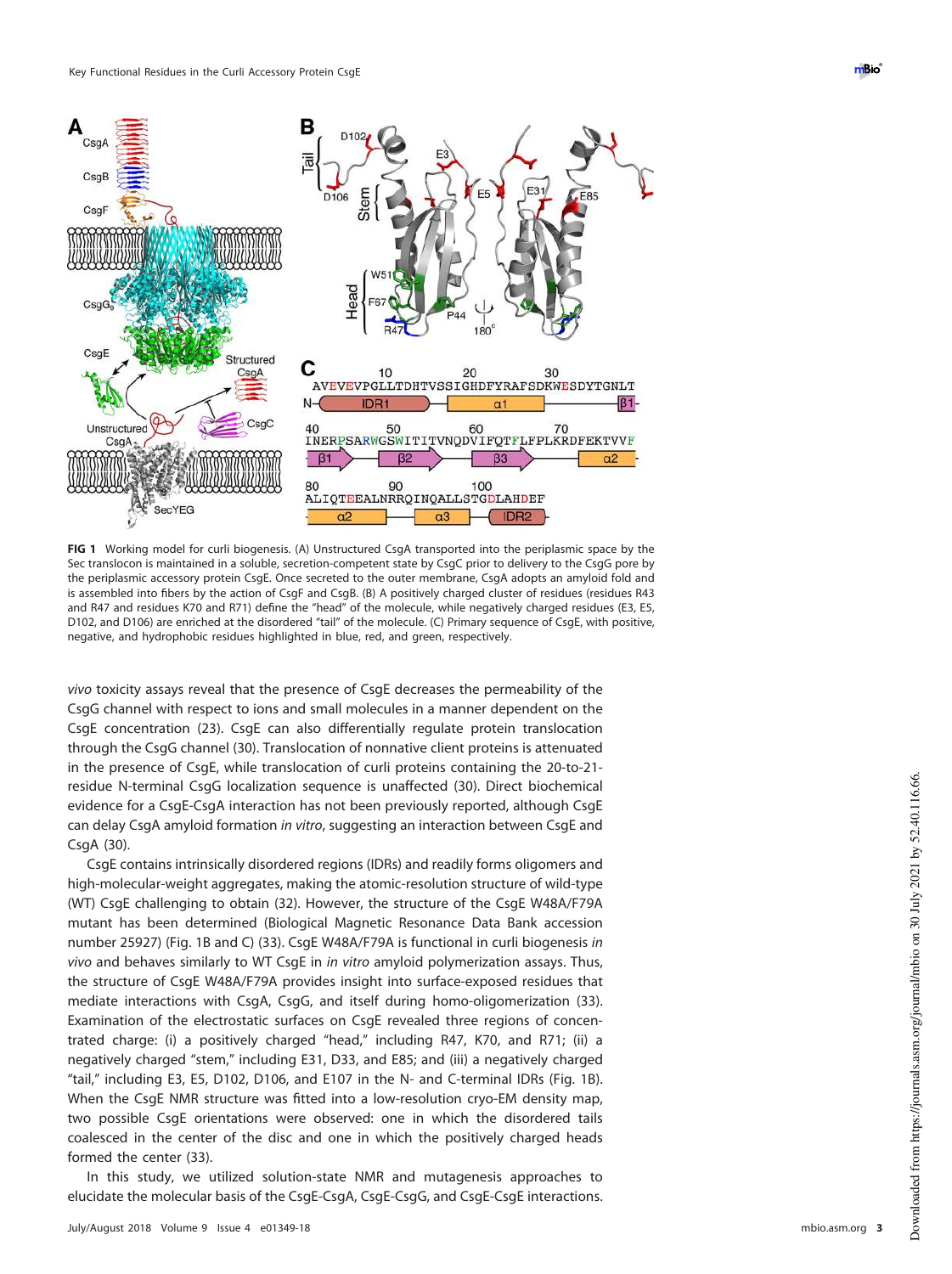**FIG 1** Working model for curli biogenesis. (A) Unstructured CsgA transported into the periplasmic space by the Sec translocon is maintained in a soluble, secretion-competent state by CsgC prior to delivery to the CsgG pore by the periplasmic accessory protein CsgE. Once secreted to the outer membrane, CsgA adopts an amyloid fold and is assembled into fibers by the action of CsgF and CsgB. (B) A positively charged cluster of residues (residues R43 and R47 and residues K70 and R71) define the "head" of the molecule, while negatively charged residues (E3, E5, D102, and D106) are enriched at the disordered "tail" of the molecule. (C) Primary sequence of CsgE, with positive, negative, and hydrophobic residues highlighted in blue, red, and green, respectively.

*vivo* toxicity assays reveal that the presence of CsgE decreases the permeability of the CsgG channel with respect to ions and small molecules in a manner dependent on the CsgE concentration (23). CsgE can also differentially regulate protein translocation through the CsgG channel (30). Translocation of nonnative client proteins is attenuated in the presence of CsgE, while translocation of curli proteins containing the 20-to-21-residue N-terminal CsgG localization sequence is unaffected (30). Direct biochemical evidence for a CsgE-CsgA interaction has not been previously reported, although CsgE can delay CsgA amyloid formation *in vitro*, suggesting an interaction between CsgE and CsgA (30).

CsgE contains intrinsically disordered regions (IDRs) and readily forms oligomers and high-molecular-weight aggregates, making the atomic-resolution structure of wild-type (WT) CsgE challenging to obtain (32). However, the structure of the CsgE W48A/F79A mutant has been determined (Biological Magnetic Resonance Data Bank accession number 25927) (Fig. 1B and C) (33). CsgE W48A/F79A is functional in curli biogenesis *in vivo* and behaves similarly to WT CsgE in *in vitro* amyloid polymerization assays. Thus, the structure of CsgE W48A/F79A provides insight into surface-exposed residues that mediate interactions with CsgA, CsgG, and itself during homo-oligomerization (33). Examination of the electrostatic surfaces on CsgE revealed three regions of concentrated charge: (i) a positively charged "head," including R47, K70, and R71; (ii) a negatively charged "stem," including E31, D33, and E85; and (iii) a negatively charged "tail," including E3, E5, D102, D106, and E107 in the N- and C-terminal IDRs (Fig. 1B). When the CsgE NMR structure was fitted into a low-resolution cryo-EM density map, two possible CsgE orientations were observed: one in which the disordered tails coalesced in the center of the disc and one in which the positively charged heads formed the center (33).

In this study, we utilized solution-state NMR and mutagenesis approaches to elucidate the molecular basis of the CsgE-CsgA, CsgE-CsgG, and CsgE-CsgE interactions.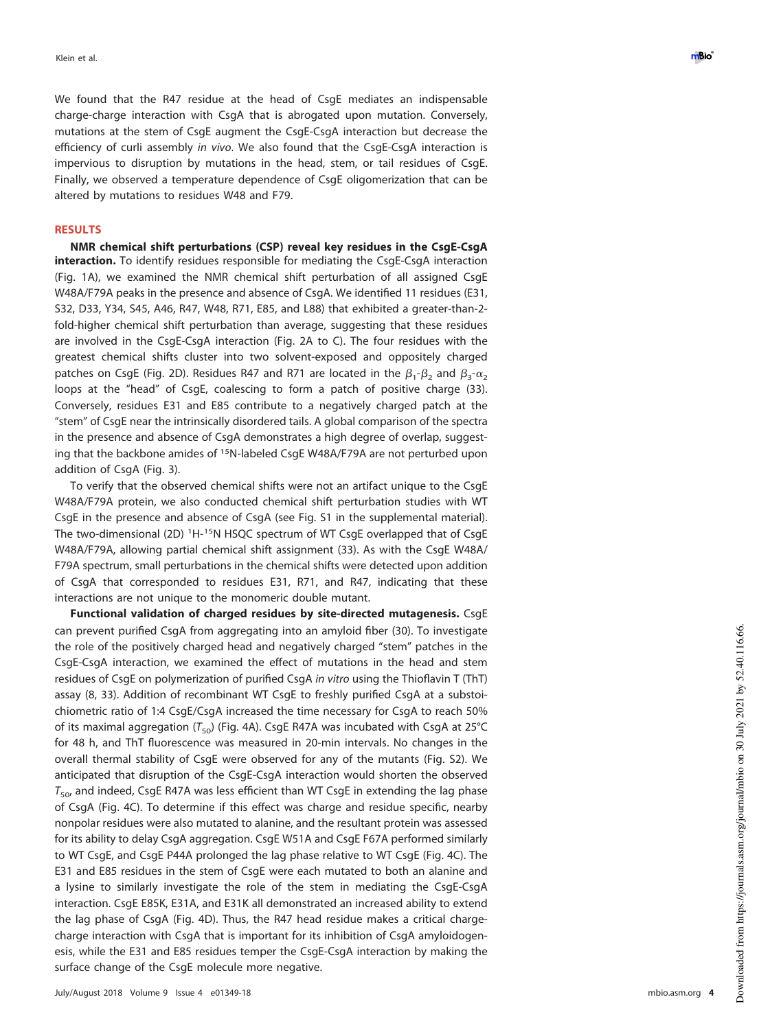We found that the R47 residue at the head of CsgE mediates an indispensable charge-charge interaction with CsgA that is abrogated upon mutation. Conversely, mutations at the stem of CsgE augment the CsgE-CsgA interaction but decrease the efficiency of curli assembly *in vivo*. We also found that the CsgE-CsgA interaction is impervious to disruption by mutations in the head, stem, or tail residues of CsgE. Finally, we observed a temperature dependence of CsgE oligomerization that can be altered by mutations to residues W48 and F79.

## RESULTS

**NMR chemical shift perturbations (CSP) reveal key residues in the CsgE-CsgA interaction.** To identify residues responsible for mediating the CsgE-CsgA interaction (Fig. 1A), we examined the NMR chemical shift perturbation of all assigned CsgE W48A/F79A peaks in the presence and absence of CsgA. We identified 11 residues (E31, S32, D33, Y34, S45, A46, R47, W48, R71, E85, and L88) that exhibited a greater-than-2-fold-higher chemical shift perturbation than average, suggesting that these residues are involved in the CsgE-CsgA interaction (Fig. 2A to C). The four residues with the greatest chemical shifts cluster into two solvent-exposed and oppositely charged patches on CsgE (Fig. 2D). Residues R47 and R71 are located in the $\beta_1$-$\beta_2$ and $\beta_3$-$\alpha_2$ loops at the "head" of CsgE, coalescing to form a patch of positive charge (33). Conversely, residues E31 and E85 contribute to a negatively charged patch at the "stem" of CsgE near the intrinsically disordered tails. A global comparison of the spectra in the presence and absence of CsgA demonstrates a high degree of overlap, suggesting that the backbone amides of $^{15}$N-labeled CsgE W48A/F79A are not perturbed upon addition of CsgA (Fig. 3).

To verify that the observed chemical shifts were not an artifact unique to the CsgE W48A/F79A protein, we also conducted chemical shift perturbation studies with WT CsgE in the presence and absence of CsgA (see Fig. S1 in the supplemental material). The two-dimensional (2D) $^{1}$H-$^{15}$N HSQC spectrum of WT CsgE overlapped that of CsgE W48A/F79A, allowing partial chemical shift assignment (33). As with the CsgE W48A/F79A spectrum, small perturbations in the chemical shifts were detected upon addition of CsgA that corresponded to residues E31, R71, and R47, indicating that these interactions are not unique to the monomeric double mutant.

**Functional validation of charged residues by site-directed mutagenesis.** CsgE can prevent purified CsgA from aggregating into an amyloid fiber (30). To investigate the role of the positively charged head and negatively charged "stem" patches in the CsgE-CsgA interaction, we examined the effect of mutations in the head and stem residues of CsgE on polymerization of purified CsgA *in vitro* using the Thioflavin T (ThT) assay (8, 33). Addition of recombinant WT CsgE to freshly purified CsgA at a substoichiometric ratio of 1:4 CsgE/CsgA increased the time necessary for CsgA to reach 50% of its maximal aggregation ($T_{50}$) (Fig. 4A). CsgE R47A was incubated with CsgA at 25°C for 48 h, and ThT fluorescence was measured in 20-min intervals. No changes in the overall thermal stability of CsgE were observed for any of the mutants (Fig. S2). We anticipated that disruption of the CsgE-CsgA interaction would shorten the observed $T_{50}$, and indeed, CsgE R47A was less efficient than WT CsgE in extending the lag phase of CsgA (Fig. 4C). To determine if this effect was charge and residue specific, nearby nonpolar residues were also mutated to alanine, and the resultant protein was assessed for its ability to delay CsgA aggregation. CsgE W51A and CsgE F67A performed similarly to WT CsgE, and CsgE P44A prolonged the lag phase relative to WT CsgE (Fig. 4C). The E31 and E85 residues in the stem of CsgE were each mutated to both an alanine and a lysine to similarly investigate the role of the stem in mediating the CsgE-CsgA interaction. CsgE E85K, E31A, and E31K all demonstrated an increased ability to extend the lag phase of CsgA (Fig. 4D). Thus, the R47 head residue makes a critical charge-charge interaction with CsgA that is important for its inhibition of CsgA amyloidogenesis, while the E31 and E85 residues temper the CsgE-CsgA interaction by making the surface change of the CsgE molecule more negative.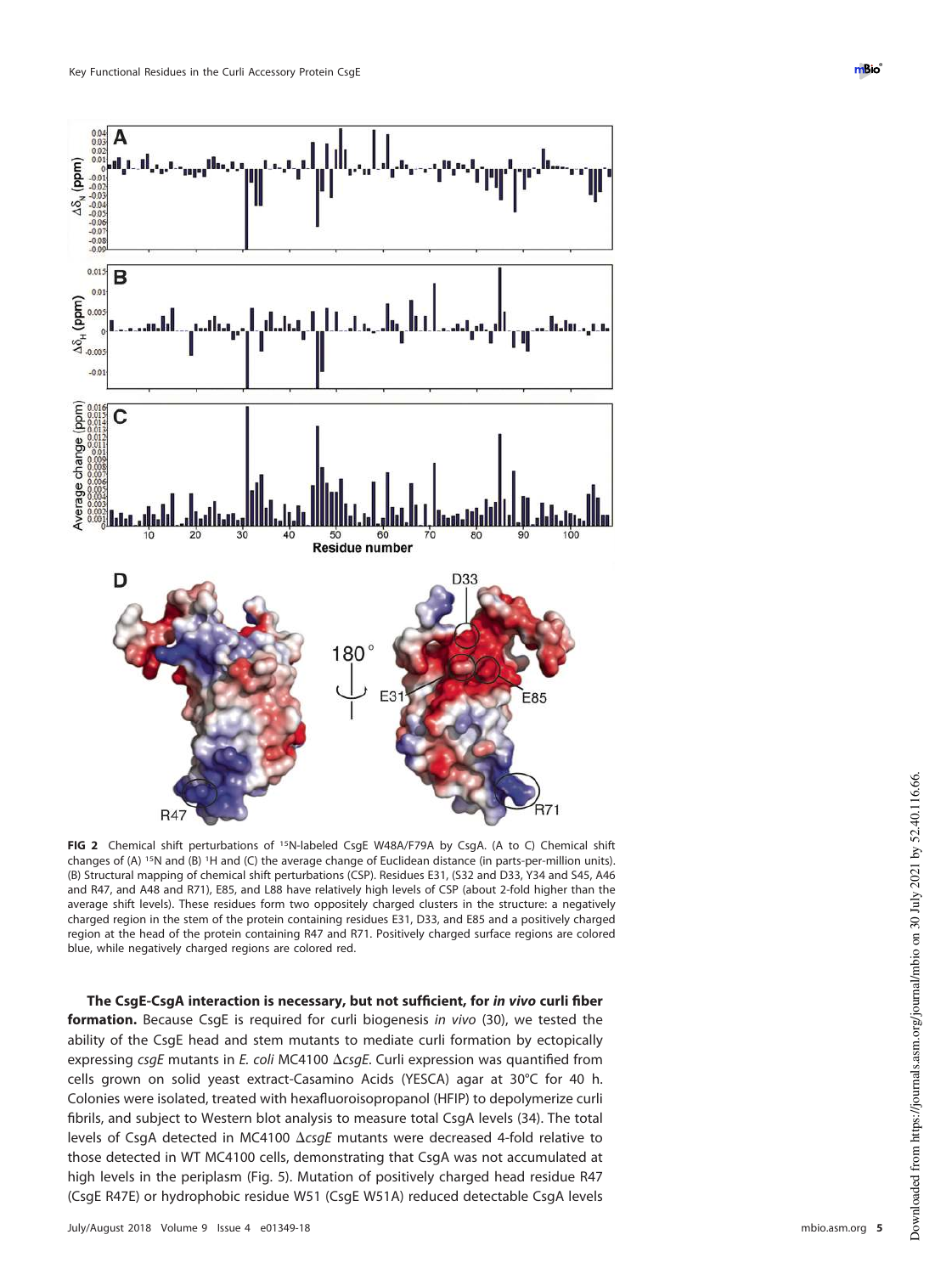**FIG 2** Chemical shift perturbations of $^{15}$N-labeled CsgE W48A/F79A by CsgA. (A to C) Chemical shift changes of (A) $^{15}$N and (B) $^{1}$H and (C) the average change of Euclidean distance (in parts-per-million units). (B) Structural mapping of chemical shift perturbations (CSP). Residues E31, (S32 and D33, Y34 and S45, A46 and R47, and A48 and R71), E85, and L88 have relatively high levels of CSP (about 2-fold higher than the average shift levels). These residues form two oppositely charged clusters in the structure: a negatively charged region in the stem of the protein containing residues E31, D33, and E85 and a positively charged region at the head of the protein containing R47 and R71. Positively charged surface regions are colored blue, while negatively charged regions are colored red.

**The CsgE-CsgA interaction is necessary, but not sufficient, for *in vivo* curli fiber formation.** Because CsgE is required for curli biogenesis *in vivo* (30), we tested the ability of the CsgE head and stem mutants to mediate curli formation by ectopically expressing *csgE* mutants in *E. coli* MC4100 Δ*csgE*. Curli expression was quantified from cells grown on solid yeast extract-Casamino Acids (YESCA) agar at 30°C for 40 h. Colonies were isolated, treated with hexafluoroisopropanol (HFIP) to depolymerize curli fibrils, and subject to Western blot analysis to measure total CsgA levels (34). The total levels of CsgA detected in MC4100 Δ*csgE* mutants were decreased 4-fold relative to those detected in WT MC4100 cells, demonstrating that CsgA was not accumulated at high levels in the periplasm (Fig. 5). Mutation of positively charged head residue R47 (CsgE R47E) or hydrophobic residue W51 (CsgE W51A) reduced detectable CsgA levels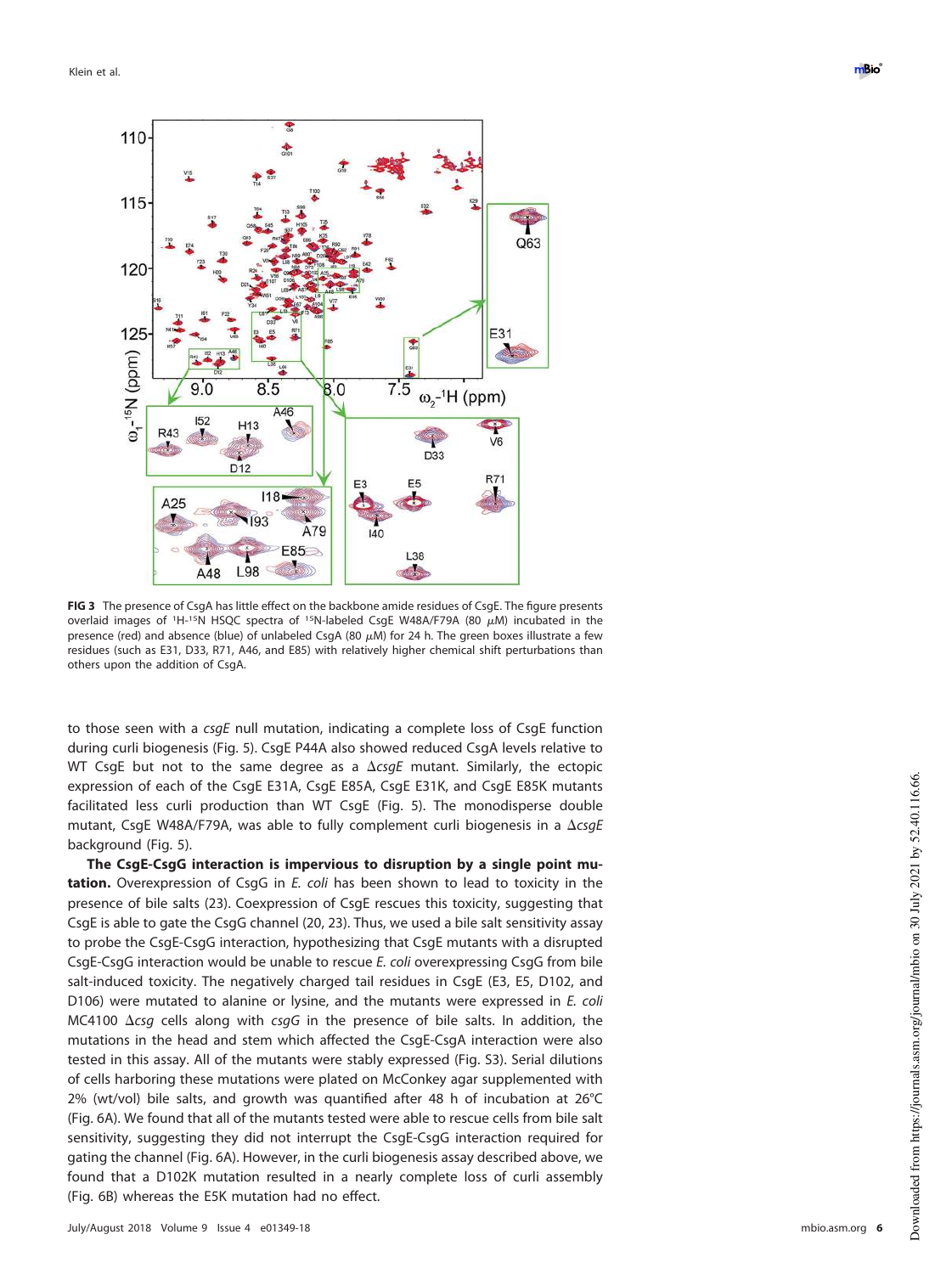FIG 3 The presence of CsgA has little effect on the backbone amide residues of CsgE. The figure presents overlaid images of $^{1}H$-$^{15}N$ HSQC spectra of $^{15}N$-labeled CsgE W48A/F79A (80 $\mu M$) incubated in the presence (red) and absence (blue) of unlabeled CsgA (80 $\mu M$) for 24 h. The green boxes illustrate a few residues (such as E31, D33, R71, A46, and E85) with relatively higher chemical shift perturbations than others upon the addition of CsgA.

to those seen with a *csgE* null mutation, indicating a complete loss of CsgE function during curli biogenesis (Fig. 5). CsgE P44A also showed reduced CsgA levels relative to WT CsgE but not to the same degree as a Δ*csgE* mutant. Similarly, the ectopic expression of each of the CsgE E31A, CsgE E85A, CsgE E31K, and CsgE E85K mutants facilitated less curli production than WT CsgE (Fig. 5). The monodisperse double mutant, CsgE W48A/F79A, was able to fully complement curli biogenesis in a Δ*csgE* background (Fig. 5).

**The CsgE-CsgG interaction is impervious to disruption by a single point mutation.** Overexpression of CsgG in *E. coli* has been shown to lead to toxicity in the presence of bile salts (23). Coexpression of CsgE rescues this toxicity, suggesting that CsgE is able to gate the CsgG channel (20, 23). Thus, we used a bile salt sensitivity assay to probe the CsgE-CsgG interaction, hypothesizing that CsgE mutants with a disrupted CsgE-CsgG interaction would be unable to rescue *E. coli* overexpressing CsgG from bile salt-induced toxicity. The negatively charged tail residues in CsgE (E3, E5, D102, and D106) were mutated to alanine or lysine, and the mutants were expressed in *E. coli* MC4100 Δ*csg* cells along with *csgG* in the presence of bile salts. In addition, the mutations in the head and stem which affected the CsgE-CsgA interaction were also tested in this assay. All of the mutants were stably expressed (Fig. S3). Serial dilutions of cells harboring these mutations were plated on McConkey agar supplemented with 2% (wt/vol) bile salts, and growth was quantified after 48 h of incubation at 26°C (Fig. 6A). We found that all of the mutants tested were able to rescue cells from bile salt sensitivity, suggesting they did not interrupt the CsgE-CsgG interaction required for gating the channel (Fig. 6A). However, in the curli biogenesis assay described above, we found that a D102K mutation resulted in a nearly complete loss of curli assembly (Fig. 6B) whereas the E5K mutation had no effect.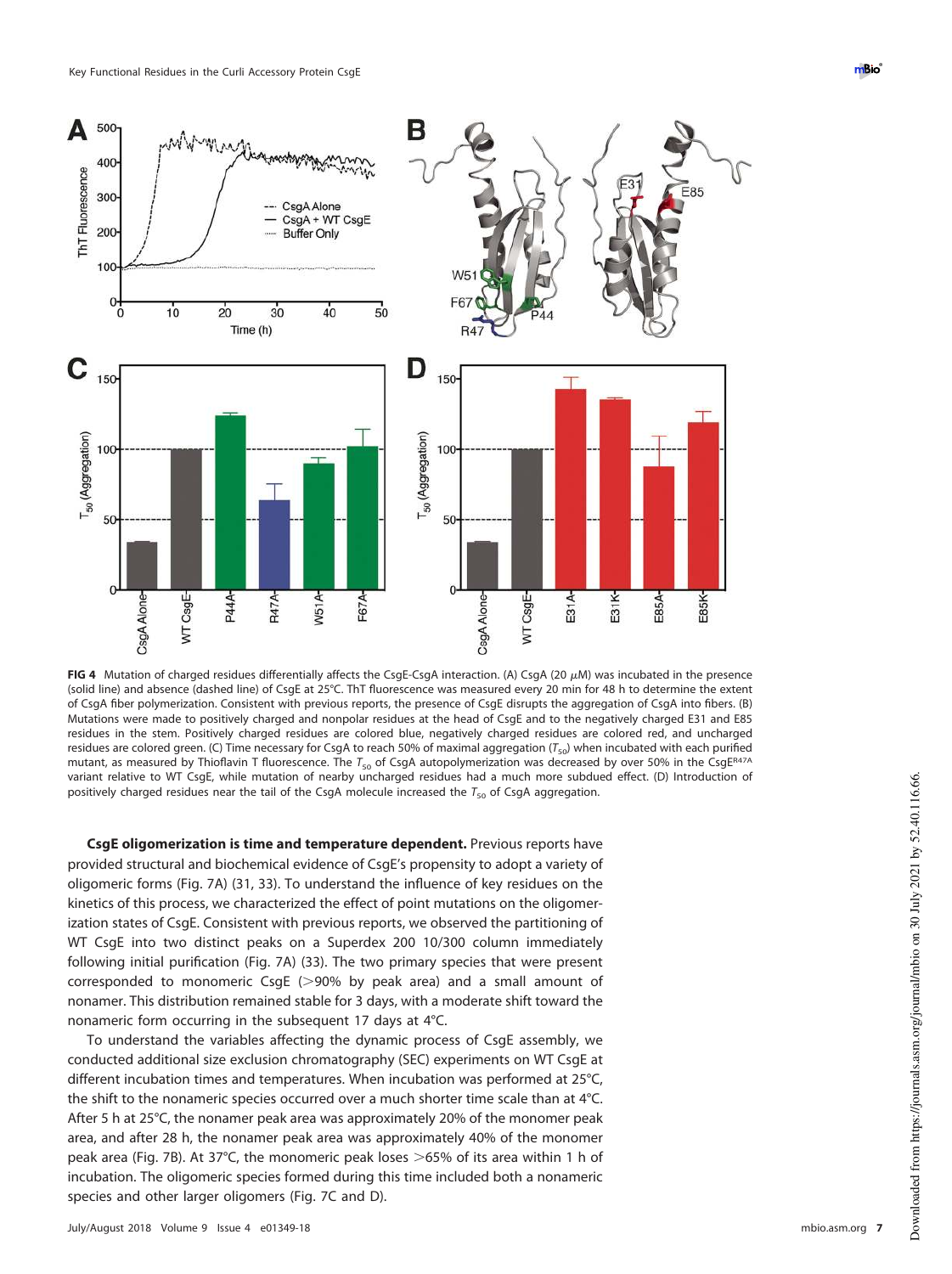**FIG 4** Mutation of charged residues differentially affects the CsgE-CsgA interaction. (A) CsgA (20 $\mu$M) was incubated in the presence (solid line) and absence (dashed line) of CsgE at 25°C. ThT fluorescence was measured every 20 min for 48 h to determine the extent of CsgA fiber polymerization. Consistent with previous reports, the presence of CsgE disrupts the aggregation of CsgA into fibers. (B) Mutations were made to positively charged and nonpolar residues at the head of CsgE and to the negatively charged E31 and E85 residues in the stem. Positively charged residues are colored blue, negatively charged residues are colored red, and uncharged residues are colored green. (C) Time necessary for CsgA to reach 50% of maximal aggregation ($T_{50}$) when incubated with each purified mutant, as measured by Thioflavin T fluorescence. The $T_{50}$ of CsgA autopolymerization was decreased by over 50% in the CsgE$^{R47A}$ variant relative to WT CsgE, while mutation of nearby uncharged residues had a much more subdued effect. (D) Introduction of positively charged residues near the tail of the CsgA molecule increased the $T_{50}$ of CsgA aggregation.

**CsgE oligomerization is time and temperature dependent.** Previous reports have provided structural and biochemical evidence of CsgE's propensity to adopt a variety of oligomeric forms (Fig. 7A) (31, 33). To understand the influence of key residues on the kinetics of this process, we characterized the effect of point mutations on the oligomerization states of CsgE. Consistent with previous reports, we observed the partitioning of WT CsgE into two distinct peaks on a Superdex 200 10/300 column immediately following initial purification (Fig. 7A) (33). The two primary species that were present corresponded to monomeric CsgE (>90% by peak area) and a small amount of nonamer. This distribution remained stable for 3 days, with a moderate shift toward the nonameric form occurring in the subsequent 17 days at 4°C.

To understand the variables affecting the dynamic process of CsgE assembly, we conducted additional size exclusion chromatography (SEC) experiments on WT CsgE at different incubation times and temperatures. When incubation was performed at 25°C, the shift to the nonameric species occurred over a much shorter time scale than at 4°C. After 5 h at 25°C, the nonamer peak area was approximately 20% of the monomer peak area, and after 28 h, the nonamer peak area was approximately 40% of the monomer peak area (Fig. 7B). At 37°C, the monomeric peak loses >65% of its area within 1 h of incubation. The oligomeric species formed during this time included both a nonameric species and other larger oligomers (Fig. 7C and D).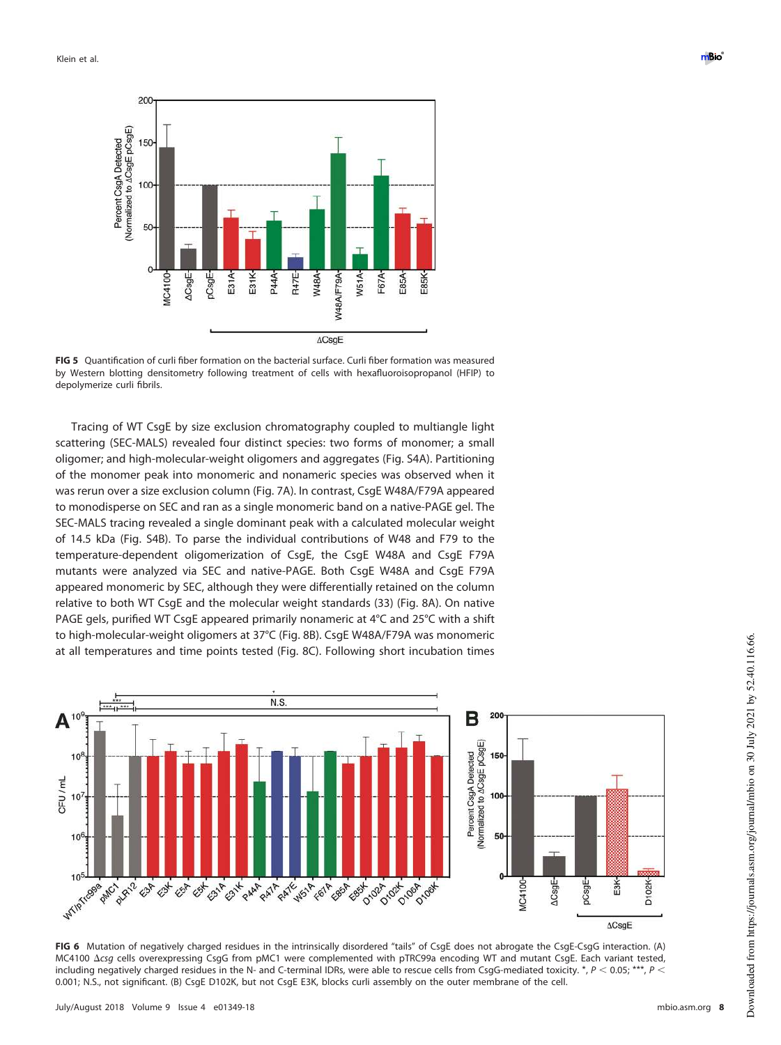**FIG 5** Quantification of curli fiber formation on the bacterial surface. Curli fiber formation was measured by Western blotting densitometry following treatment of cells with hexafluoroisopropanol (HFIP) to depolymerize curli fibrils.

Tracing of WT CsgE by size exclusion chromatography coupled to multiangle light scattering (SEC-MALS) revealed four distinct species: two forms of monomer; a small oligomer; and high-molecular-weight oligomers and aggregates (Fig. S4A). Partitioning of the monomer peak into monomeric and nonameric species was observed when it was rerun over a size exclusion column (Fig. 7A). In contrast, CsgE W48A/F79A appeared to monodisperse on SEC and ran as a single monomeric band on a native-PAGE gel. The SEC-MALS tracing revealed a single dominant peak with a calculated molecular weight of 14.5 kDa (Fig. S4B). To parse the individual contributions of W48 and F79 to the temperature-dependent oligomerization of CsgE, the CsgE W48A and CsgE F79A mutants were analyzed via SEC and native-PAGE. Both CsgE W48A and CsgE F79A appeared monomeric by SEC, although they were differentially retained on the column relative to both WT CsgE and the molecular weight standards (33) (Fig. 8A). On native PAGE gels, purified WT CsgE appeared primarily nonameric at 4°C and 25°C with a shift to high-molecular-weight oligomers at 37°C (Fig. 8B). CsgE W48A/F79A was monomeric at all temperatures and time points tested (Fig. 8C). Following short incubation times

**FIG 6** Mutation of negatively charged residues in the intrinsically disordered "tails" of CsgE does not abrogate the CsgE-CsgG interaction. (A) MC4100 Δ*csg* cells overexpressing CsgG from pMC1 were complemented with pTRC99a encoding WT and mutant CsgE. Each variant tested, including negatively charged residues in the N- and C-terminal IDRs, were able to rescue cells from CsgG-mediated toxicity. *, $P < 0.05$; ***, $P < 0.001$; N.S., not significant. (B) CsgE D102K, but not CsgE E3K, blocks curli assembly on the outer membrane of the cell.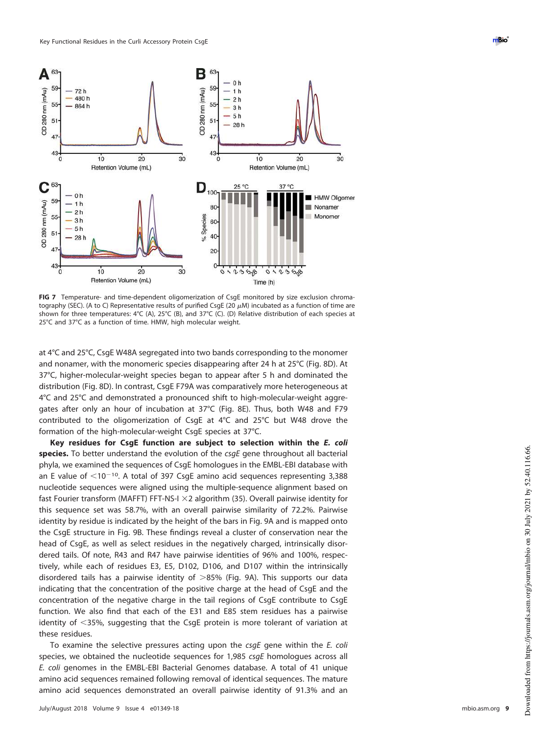**FIG 7** Temperature- and time-dependent oligomerization of CsgE monitored by size exclusion chromatography (SEC). (A to C) Representative results of purified CsgE (20 μM) incubated as a function of time are shown for three temperatures: 4°C (A), 25°C (B), and 37°C (C). (D) Relative distribution of each species at 25°C and 37°C as a function of time. HMW, high molecular weight.

at 4°C and 25°C, CsgE W48A segregated into two bands corresponding to the monomer and nonamer, with the monomeric species disappearing after 24 h at 25°C (Fig. 8D). At 37°C, higher-molecular-weight species began to appear after 5 h and dominated the distribution (Fig. 8D). In contrast, CsgE F79A was comparatively more heterogeneous at 4°C and 25°C and demonstrated a pronounced shift to high-molecular-weight aggregates after only an hour of incubation at 37°C (Fig. 8E). Thus, both W48 and F79 contributed to the oligomerization of CsgE at 4°C and 25°C but W48 drove the formation of the high-molecular-weight CsgE species at 37°C.

**Key residues for CsgE function are subject to selection within the *E. coli* species.** To better understand the evolution of the *csgE* gene throughout all bacterial phyla, we examined the sequences of CsgE homologues in the EMBL-EBI database with an E value of $<10^{-10}$. A total of 397 CsgE amino acid sequences representing 3,388 nucleotide sequences were aligned using the multiple-sequence alignment based on fast Fourier transform (MAFFT) FFT-NS-I ×2 algorithm (35). Overall pairwise identity for this sequence set was 58.7%, with an overall pairwise similarity of 72.2%. Pairwise identity by residue is indicated by the height of the bars in Fig. 9A and is mapped onto the CsgE structure in Fig. 9B. These findings reveal a cluster of conservation near the head of CsgE, as well as select residues in the negatively charged, intrinsically disordered tails. Of note, R43 and R47 have pairwise identities of 96% and 100%, respectively, while each of residues E3, E5, D102, D106, and D107 within the intrinsically disordered tails has a pairwise identity of >85% (Fig. 9A). This supports our data indicating that the concentration of the positive charge at the head of CsgE and the concentration of the negative charge in the tail regions of CsgE contribute to CsgE function. We also find that each of the E31 and E85 stem residues has a pairwise identity of <35%, suggesting that the CsgE protein is more tolerant of variation at these residues.

To examine the selective pressures acting upon the *csgE* gene within the *E. coli* species, we obtained the nucleotide sequences for 1,985 *csgE* homologues across all *E. coli* genomes in the EMBL-EBI Bacterial Genomes database. A total of 41 unique amino acid sequences remained following removal of identical sequences. The mature amino acid sequences demonstrated an overall pairwise identity of 91.3% and an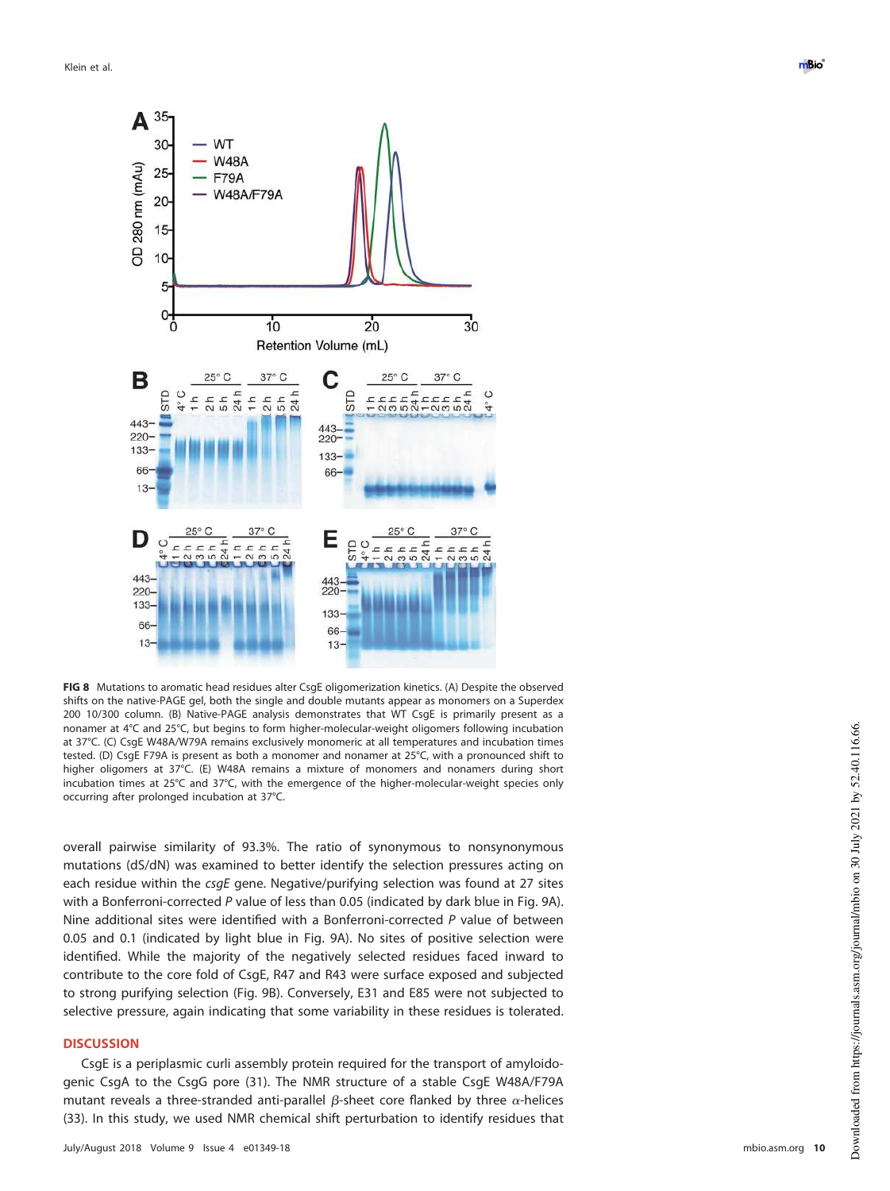**FIG 8** Mutations to aromatic head residues alter CsgE oligomerization kinetics. (A) Despite the observed shifts on the native-PAGE gel, both the single and double mutants appear as monomers on a Superdex 200 10/300 column. (B) Native-PAGE analysis demonstrates that WT CsgE is primarily present as a nonamer at 4°C and 25°C, but begins to form higher-molecular-weight oligomers following incubation at 37°C. (C) CsgE W48A/W79A remains exclusively monomeric at all temperatures and incubation times tested. (D) CsgE F79A is present as both a monomer and nonamer at 25°C, with a pronounced shift to higher oligomers at 37°C. (E) W48A remains a mixture of monomers and nonamers during short incubation times at 25°C and 37°C, with the emergence of the higher-molecular-weight species only occurring after prolonged incubation at 37°C.

overall pairwise similarity of 93.3%. The ratio of synonymous to nonsynonymous mutations (dS/dN) was examined to better identify the selection pressures acting on each residue within the *csgE* gene. Negative/purifying selection was found at 27 sites with a Bonferroni-corrected *P* value of less than 0.05 (indicated by dark blue in Fig. 9A). Nine additional sites were identified with a Bonferroni-corrected *P* value of between 0.05 and 0.1 (indicated by light blue in Fig. 9A). No sites of positive selection were identified. While the majority of the negatively selected residues faced inward to contribute to the core fold of CsgE, R47 and R43 were surface exposed and subjected to strong purifying selection (Fig. 9B). Conversely, E31 and E85 were not subjected to selective pressure, again indicating that some variability in these residues is tolerated.

## DISCUSSION

CsgE is a periplasmic curli assembly protein required for the transport of amyloidogenic CsgA to the CsgG pore (31). The NMR structure of a stable CsgE W48A/F79A mutant reveals a three-stranded anti-parallel β-sheet core flanked by three α-helices (33). In this study, we used NMR chemical shift perturbation to identify residues that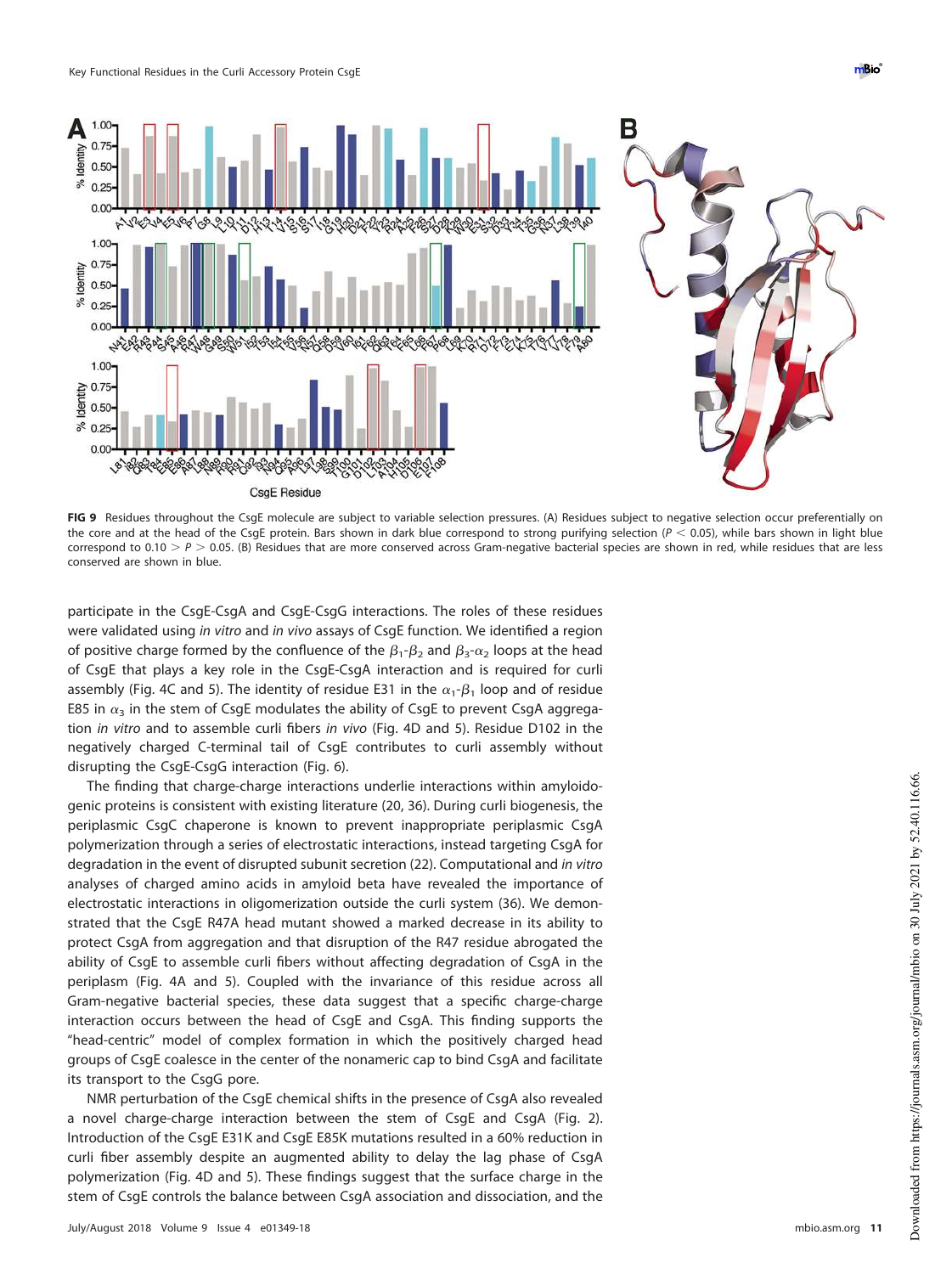**FIG 9** Residues throughout the CsgE molecule are subject to variable selection pressures. (A) Residues subject to negative selection occur preferentially on the core and at the head of the CsgE protein. Bars shown in dark blue correspond to strong purifying selection ($P < 0.05$), while bars shown in light blue correspond to $0.10 > P > 0.05$. (B) Residues that are more conserved across Gram-negative bacterial species are shown in red, while residues that are less conserved are shown in blue.

participate in the CsgE-CsgA and CsgE-CsgG interactions. The roles of these residues were validated using *in vitro* and *in vivo* assays of CsgE function. We identified a region of positive charge formed by the confluence of the $\beta_1$-$\beta_2$ and $\beta_3$-$\alpha_2$ loops at the head of CsgE that plays a key role in the CsgE-CsgA interaction and is required for curli assembly (Fig. 4C and 5). The identity of residue E31 in the $\alpha_1$-$\beta_1$ loop and of residue E85 in $\alpha_3$ in the stem of CsgE modulates the ability of CsgE to prevent CsgA aggregation *in vitro* and to assemble curli fibers *in vivo* (Fig. 4D and 5). Residue D102 in the negatively charged C-terminal tail of CsgE contributes to curli assembly without disrupting the CsgE-CsgG interaction (Fig. 6).

The finding that charge-charge interactions underlie interactions within amyloidogenic proteins is consistent with existing literature (20, 36). During curli biogenesis, the periplasmic CsgC chaperone is known to prevent inappropriate periplasmic CsgA polymerization through a series of electrostatic interactions, instead targeting CsgA for degradation in the event of disrupted subunit secretion (22). Computational and *in vitro* analyses of charged amino acids in amyloid beta have revealed the importance of electrostatic interactions in oligomerization outside the curli system (36). We demonstrated that the CsgE R47A head mutant showed a marked decrease in its ability to protect CsgA from aggregation and that disruption of the R47 residue abrogated the ability of CsgE to assemble curli fibers without affecting degradation of CsgA in the periplasm (Fig. 4A and 5). Coupled with the invariance of this residue across all Gram-negative bacterial species, these data suggest that a specific charge-charge interaction occurs between the head of CsgE and CsgA. This finding supports the "head-centric" model of complex formation in which the positively charged head groups of CsgE coalesce in the center of the nonameric cap to bind CsgA and facilitate its transport to the CsgG pore.

NMR perturbation of the CsgE chemical shifts in the presence of CsgA also revealed a novel charge-charge interaction between the stem of CsgE and CsgA (Fig. 2). Introduction of the CsgE E31K and CsgE E85K mutations resulted in a 60% reduction in curli fiber assembly despite an augmented ability to delay the lag phase of CsgA polymerization (Fig. 4D and 5). These findings suggest that the surface charge in the stem of CsgE controls the balance between CsgA association and dissociation, and the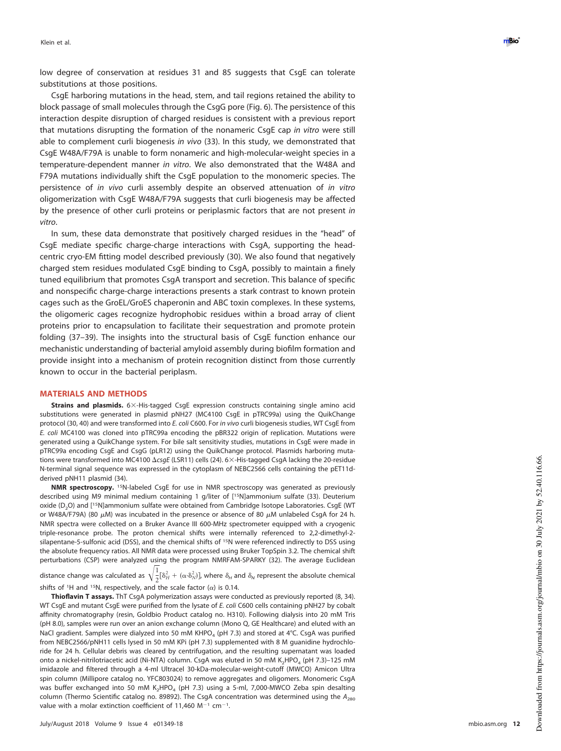low degree of conservation at residues 31 and 85 suggests that CsgE can tolerate substitutions at those positions.

CsgE harboring mutations in the head, stem, and tail regions retained the ability to block passage of small molecules through the CsgG pore (Fig. 6). The persistence of this interaction despite disruption of charged residues is consistent with a previous report that mutations disrupting the formation of the nonameric CsgE cap *in vitro* were still able to complement curli biogenesis *in vivo* (33). In this study, we demonstrated that CsgE W48A/F79A is unable to form nonameric and high-molecular-weight species in a temperature-dependent manner *in vitro*. We also demonstrated that the W48A and F79A mutations individually shift the CsgE population to the monomeric species. The persistence of *in vivo* curli assembly despite an observed attenuation of *in vitro* oligomerization with CsgE W48A/F79A suggests that curli biogenesis may be affected by the presence of other curli proteins or periplasmic factors that are not present *in vitro*.

In sum, these data demonstrate that positively charged residues in the "head" of CsgE mediate specific charge-charge interactions with CsgA, supporting the head-centric cryo-EM fitting model described previously (30). We also found that negatively charged stem residues modulated CsgE binding to CsgA, possibly to maintain a finely tuned equilibrium that promotes CsgA transport and secretion. This balance of specific and nonspecific charge-charge interactions presents a stark contrast to known protein cages such as the GroEL/GroES chaperonin and ABC toxin complexes. In these systems, the oligomeric cages recognize hydrophobic residues within a broad array of client proteins prior to encapsulation to facilitate their sequestration and promote protein folding (37–39). The insights into the structural basis of CsgE function enhance our mechanistic understanding of bacterial amyloid assembly during biofilm formation and provide insight into a mechanism of protein recognition distinct from those currently known to occur in the bacterial periplasm.

## MATERIALS AND METHODS

**Strains and plasmids.** 6×-His-tagged CsgE expression constructs containing single amino acid substitutions were generated in plasmid pNH27 (MC4100 CsgE in pTRC99a) using the QuikChange protocol (30, 40) and were transformed into *E. coli* C600. For *in vivo* curli biogenesis studies, WT CsgE from *E. coli* MC4100 was cloned into pTRC99a encoding the pBR322 origin of replication. Mutations were generated using a QuikChange system. For bile salt sensitivity studies, mutations in CsgE were made in pTRC99a encoding CsgE and CsgG (pLR12) using the QuikChange protocol. Plasmids harboring mutations were transformed into MC4100 Δ*csgE* (LSR11) cells (24). 6×-His-tagged CsgA lacking the 20-residue N-terminal signal sequence was expressed in the cytoplasm of NEBC2566 cells containing the pET11d-derived pNH11 plasmid (34).

**NMR spectroscopy.** $^{15}$N-labeled CsgE for use in NMR spectroscopy was generated as previously described using M9 minimal medium containing 1 g/liter of [$^{15}$N]ammonium sulfate (33). Deuterium oxide ($D_2O$) and [$^{15}$N]ammonium sulfate were obtained from Cambridge Isotope Laboratories. CsgE (WT or W48A/F79A) (80 μM) was incubated in the presence or absence of 80 μM unlabeled CsgA for 24 h. NMR spectra were collected on a Bruker Avance III 600-MHz spectrometer equipped with a cryogenic triple-resonance probe. The proton chemical shifts were internally referenced to 2,2-dimethyl-2-silapentane-5-sulfonic acid (DSS), and the chemical shifts of $^{15}$N were referenced indirectly to DSS using the absolute frequency ratios. All NMR data were processed using Bruker TopSpin 3.2. The chemical shift perturbations (CSP) were analyzed using the program NMRFAM-SPARKY (32). The average Euclidean distance change was calculated as $\sqrt{\frac{1}{2}[\delta_H^2 + (\alpha \cdot \delta_N^2)]}$, where $\delta_H$ and $\delta_N$ represent the absolute chemical shifts of $^1$H and $^{15}$N, respectively, and the scale factor ($\alpha$) is 0.14.

**Thioflavin T assays.** ThT CsgA polymerization assays were conducted as previously reported (8, 34). WT CsgE and mutant CsgE were purified from the lysate of *E. coli* C600 cells containing pNH27 by cobalt affinity chromatography (resin, Goldbio Product catalog no. H310). Following dialysis into 20 mM Tris (pH 8.0), samples were run over an anion exchange column (Mono Q, GE Healthcare) and eluted with an NaCl gradient. Samples were dialyzed into 50 mM $KHPO_4$ (pH 7.3) and stored at 4°C. CsgA was purified from NEBC2566/pNH11 cells lysed in 50 mM KPi (pH 7.3) supplemented with 8 M guanidine hydrochloride for 24 h. Cellular debris was cleared by centrifugation, and the resulting supernatant was loaded onto a nickel-nitrilotriacetic acid (Ni-NTA) column. CsgA was eluted in 50 mM $K_2HPO_4$ (pH 7.3)–125 mM imidazole and filtered through a 4-ml Ultracel 30-kDa-molecular-weight-cutoff (MWCO) Amicon Ultra spin column (Millipore catalog no. YFC803024) to remove aggregates and oligomers. Monomeric CsgA was buffer exchanged into 50 mM $K_2HPO_4$ (pH 7.3) using a 5-ml, 7,000-MWCO Zeba spin desalting column (Thermo Scientific catalog no. 89892). The CsgA concentration was determined using the $A_{280}$ value with a molar extinction coefficient of 11,460 $M^{-1}$ $cm^{-1}$.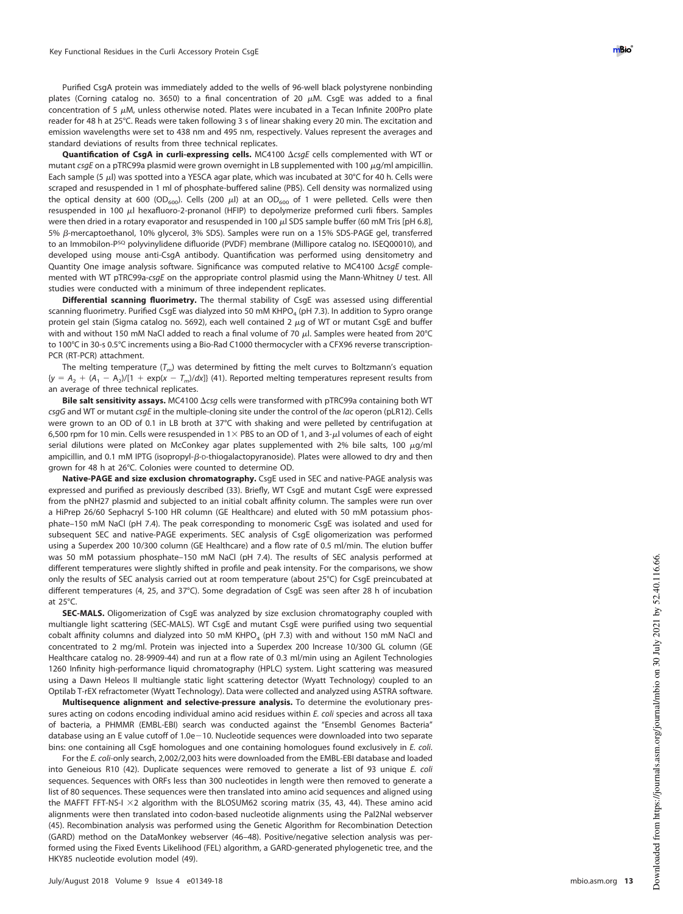Purified CsgA protein was immediately added to the wells of 96-well black polystyrene nonbinding plates (Corning catalog no. 3650) to a final concentration of 20 μM. CsgE was added to a final concentration of 5 μM, unless otherwise noted. Plates were incubated in a Tecan Infinite 200Pro plate reader for 48 h at 25°C. Reads were taken following 3 s of linear shaking every 20 min. The excitation and emission wavelengths were set to 438 nm and 495 nm, respectively. Values represent the averages and standard deviations of results from three technical replicates.

**Quantification of CsgA in curli-expressing cells.** MC4100 Δ*csgE* cells complemented with WT or mutant *csgE* on a pTRC99a plasmid were grown overnight in LB supplemented with 100 μg/ml ampicillin. Each sample (5 μl) was spotted into a YESCA agar plate, which was incubated at 30°C for 40 h. Cells were scraped and resuspended in 1 ml of phosphate-buffered saline (PBS). Cell density was normalized using the optical density at 600 ($OD_{600}$). Cells (200 μl) at an $OD_{600}$ of 1 were pelleted. Cells were then resuspended in 100 μl hexafluoro-2-pronanol (HFIP) to depolymerize preformed curli fibers. Samples were then dried in a rotary evaporator and resuspended in 100 μl SDS sample buffer (60 mM Tris [pH 6.8], 5% β-mercaptoethanol, 10% glycerol, 3% SDS). Samples were run on a 15% SDS-PAGE gel, transferred to an Immobilon-P[SQ] polyvinylidene difluoride (PVDF) membrane (Millipore catalog no. ISEQ00010), and developed using mouse anti-CsgA antibody. Quantification was performed using densitometry and Quantity One image analysis software. Significance was computed relative to MC4100 Δ*csgE* complemented with WT pTRC99a-*csgE* on the appropriate control plasmid using the Mann-Whitney *U* test. All studies were conducted with a minimum of three independent replicates.

**Differential scanning fluorimetry.** The thermal stability of CsgE was assessed using differential scanning fluorimetry. Purified CsgE was dialyzed into 50 mM $KHPO_4$ (pH 7.3). In addition to Sypro orange protein gel stain (Sigma catalog no. 5692), each well contained 2 μg of WT or mutant CsgE and buffer with and without 150 mM NaCl added to reach a final volume of 70 μl. Samples were heated from 20°C to 100°C in 30-s 0.5°C increments using a Bio-Rad C1000 thermocycler with a CFX96 reverse transcription-PCR (RT-PCR) attachment.

The melting temperature ($T_m$) was determined by fitting the melt curves to Boltzmann's equation {$y = A_2 + (A_1 - A_2)/[1 + \exp(x - T_m)/dx]$} (41). Reported melting temperatures represent results from an average of three technical replicates.

**Bile salt sensitivity assays.** MC4100 Δ*csg* cells were transformed with pTRC99a containing both WT *csgG* and WT or mutant *csgE* in the multiple-cloning site under the control of the *lac* operon (pLR12). Cells were grown to an OD of 0.1 in LB broth at 37°C with shaking and were pelleted by centrifugation at 6,500 rpm for 10 min. Cells were resuspended in 1× PBS to an OD of 1, and 3-μl volumes of each of eight serial dilutions were plated on McConkey agar plates supplemented with 2% bile salts, 100 μg/ml ampicillin, and 0.1 mM IPTG (isopropyl-β-D-thiogalactopyranoside). Plates were allowed to dry and then grown for 48 h at 26°C. Colonies were counted to determine OD.

**Native-PAGE and size exclusion chromatography.** CsgE used in SEC and native-PAGE analysis was expressed and purified as previously described (33). Briefly, WT CsgE and mutant CsgE were expressed from the pNH27 plasmid and subjected to an initial cobalt affinity column. The samples were run over a HiPrep 26/60 Sephacryl S-100 HR column (GE Healthcare) and eluted with 50 mM potassium phosphate–150 mM NaCl (pH 7.4). The peak corresponding to monomeric CsgE was isolated and used for subsequent SEC and native-PAGE experiments. SEC analysis of CsgE oligomerization was performed using a Superdex 200 10/300 column (GE Healthcare) and a flow rate of 0.5 ml/min. The elution buffer was 50 mM potassium phosphate–150 mM NaCl (pH 7.4). The results of SEC analysis performed at different temperatures were slightly shifted in profile and peak intensity. For the comparisons, we show only the results of SEC analysis carried out at room temperature (about 25°C) for CsgE preincubated at different temperatures (4, 25, and 37°C). Some degradation of CsgE was seen after 28 h of incubation at 25°C.

**SEC-MALS.** Oligomerization of CsgE was analyzed by size exclusion chromatography coupled with multiangle light scattering (SEC-MALS). WT CsgE and mutant CsgE were purified using two sequential cobalt affinity columns and dialyzed into 50 mM $KHPO_4$ (pH 7.3) with and without 150 mM NaCl and concentrated to 2 mg/ml. Protein was injected into a Superdex 200 Increase 10/300 GL column (GE Healthcare catalog no. 28-9909-44) and run at a flow rate of 0.3 ml/min using an Agilent Technologies 1260 Infinity high-performance liquid chromatography (HPLC) system. Light scattering was measured using a Dawn Heleos II multiangle static light scattering detector (Wyatt Technology) coupled to an Optilab T-rEX refractometer (Wyatt Technology). Data were collected and analyzed using ASTRA software.

**Multisequence alignment and selective-pressure analysis.** To determine the evolutionary pressures acting on codons encoding individual amino acid residues within *E. coli* species and across all taxa of bacteria, a PHMMR (EMBL-EBI) search was conducted against the "Ensembl Genomes Bacteria" database using an E value cutoff of 1.0e−10. Nucleotide sequences were downloaded into two separate bins: one containing all CsgE homologues and one containing homologues found exclusively in *E. coli*.

For the *E. coli*-only search, 2,002/2,003 hits were downloaded from the EMBL-EBI database and loaded into Geneious R10 (42). Duplicate sequences were removed to generate a list of 93 unique *E. coli* sequences. Sequences with ORFs less than 300 nucleotides in length were then removed to generate a list of 80 sequences. These sequences were then translated into amino acid sequences and aligned using the MAFFT FFT-NS-I ×2 algorithm with the BLOSUM62 scoring matrix (35, 43, 44). These amino acid alignments were then translated into codon-based nucleotide alignments using the Pal2NaI webserver (45). Recombination analysis was performed using the Genetic Algorithm for Recombination Detection (GARD) method on the DataMonkey webserver (46–48). Positive/negative selection analysis was performed using the Fixed Events Likelihood (FEL) algorithm, a GARD-generated phylogenetic tree, and the HKY85 nucleotide evolution model (49).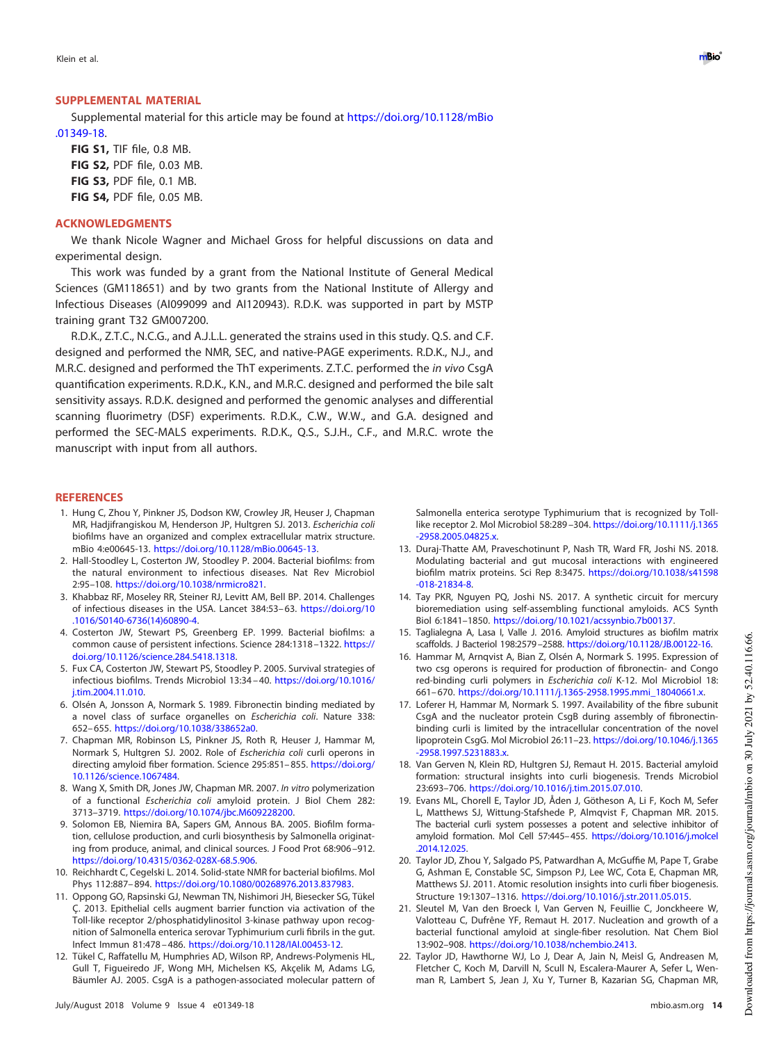## SUPPLEMENTAL MATERIAL

Supplemental material for this article may be found at https://doi.org/10.1128/mBio.01349-18.

**FIG S1,** TIF file, 0.8 MB.
**FIG S2,** PDF file, 0.03 MB.
**FIG S3,** PDF file, 0.1 MB.
**FIG S4,** PDF file, 0.05 MB.

## ACKNOWLEDGMENTS

We thank Nicole Wagner and Michael Gross for helpful discussions on data and experimental design.

This work was funded by a grant from the National Institute of General Medical Sciences (GM118651) and by two grants from the National Institute of Allergy and Infectious Diseases (AI099099 and AI120943). R.D.K. was supported in part by MSTP training grant T32 GM007200.

R.D.K., Z.T.C., N.C.G., and A.J.L.L. generated the strains used in this study. Q.S. and C.F. designed and performed the NMR, SEC, and native-PAGE experiments. R.D.K., N.J., and M.R.C. designed and performed the ThT experiments. Z.T.C. performed the *in vivo* CsgA quantification experiments. R.D.K., K.N., and M.R.C. designed and performed the bile salt sensitivity assays. R.D.K. designed and performed the genomic analyses and differential scanning fluorimetry (DSF) experiments. R.D.K., C.W., W.W., and G.A. designed and performed the SEC-MALS experiments. R.D.K., Q.S., S.J.H., C.F., and M.R.C. wrote the manuscript with input from all authors.

## REFERENCES

1. Hung C, Zhou Y, Pinkner JS, Dodson KW, Crowley JR, Heuser J, Chapman MR, Hadjifrangiskou M, Henderson JP, Hultgren SJ. 2013. *Escherichia coli* biofilms have an organized and complex extracellular matrix structure. mBio 4:e00645-13. https://doi.org/10.1128/mBio.00645-13.
2. Hall-Stoodley L, Costerton JW, Stoodley P. 2004. Bacterial biofilms: from the natural environment to infectious diseases. Nat Rev Microbiol 2:95–108. https://doi.org/10.1038/nrmicro821.
3. Khabbaz RF, Moseley RR, Steiner RJ, Levitt AM, Bell BP. 2014. Challenges of infectious diseases in the USA. Lancet 384:53–63. https://doi.org/10.1016/S0140-6736(14)60890-4.
4. Costerton JW, Stewart PS, Greenberg EP. 1999. Bacterial biofilms: a common cause of persistent infections. Science 284:1318–1322. https://doi.org/10.1126/science.284.5418.1318.
5. Fux CA, Costerton JW, Stewart PS, Stoodley P. 2005. Survival strategies of infectious biofilms. Trends Microbiol 13:34–40. https://doi.org/10.1016/j.tim.2004.11.010.
6. Olsén A, Jonsson A, Normark S. 1989. Fibronectin binding mediated by a novel class of surface organelles on *Escherichia coli*. Nature 338:652–655. https://doi.org/10.1038/338652a0.
7. Chapman MR, Robinson LS, Pinkner JS, Roth R, Heuser J, Hammar M, Normark S, Hultgren SJ. 2002. Role of *Escherichia coli* curli operons in directing amyloid fiber formation. Science 295:851–855. https://doi.org/10.1126/science.1067484.
8. Wang X, Smith DR, Jones JW, Chapman MR. 2007. *In vitro* polymerization of a functional *Escherichia coli* amyloid protein. J Biol Chem 282:3713–3719. https://doi.org/10.1074/jbc.M609228200.
9. Solomon EB, Niemira BA, Sapers GM, Annous BA. 2005. Biofilm formation, cellulose production, and curli biosynthesis by Salmonella originating from produce, animal, and clinical sources. J Food Prot 68:906–912. https://doi.org/10.4315/0362-028X-68.5.906.
10. Reichhardt C, Cegelski L. 2014. Solid-state NMR for bacterial biofilms. Mol Phys 112:887–894. https://doi.org/10.1080/00268976.2013.837983.
11. Oppong GO, Rapsinski GJ, Newman TN, Nishimori JH, Biesecker SG, Tükel Ç. 2013. Epithelial cells augment barrier function via activation of the Toll-like receptor 2/phosphatidylinositol 3-kinase pathway upon recognition of Salmonella enterica serovar Typhimurium curli fibrils in the gut. Infect Immun 81:478–486. https://doi.org/10.1128/IAI.00453-12.
12. Tükel C, Raffatellu M, Humphries AD, Wilson RP, Andrews-Polymenis HL, Gull T, Figueiredo JF, Wong MH, Michelsen KS, Akçelik M, Adams LG, Bäumler AJ. 2005. CsgA is a pathogen-associated molecular pattern of Salmonella enterica serotype Typhimurium that is recognized by Toll-like receptor 2. Mol Microbiol 58:289–304. https://doi.org/10.1111/j.1365-2958.2005.04825.x.
13. Duraj-Thatte AM, Praveschotinunt P, Nash TR, Ward FR, Joshi NS. 2018. Modulating bacterial and gut mucosal interactions with engineered biofilm matrix proteins. Sci Rep 8:3475. https://doi.org/10.1038/s41598-018-21834-8.
14. Tay PKR, Nguyen PQ, Joshi NS. 2017. A synthetic circuit for mercury bioremediation using self-assembling functional amyloids. ACS Synth Biol 6:1841–1850. https://doi.org/10.1021/acssynbio.7b00137.
15. Taglialegna A, Lasa I, Valle J. 2016. Amyloid structures as biofilm matrix scaffolds. J Bacteriol 198:2579–2588. https://doi.org/10.1128/JB.00122-16.
16. Hammar M, Arnqvist A, Bian Z, Olsén A, Normark S. 1995. Expression of two csg operons is required for production of fibronectin- and Congo red-binding curli polymers in *Escherichia coli* K-12. Mol Microbiol 18:661–670. https://doi.org/10.1111/j.1365-2958.1995.mmi_18040661.x.
17. Loferer H, Hammar M, Normark S. 1997. Availability of the fibre subunit CsgA and the nucleator protein CsgB during assembly of fibronectin-binding curli is limited by the intracellular concentration of the novel lipoprotein CsgG. Mol Microbiol 26:11–23. https://doi.org/10.1046/j.1365-2958.1997.5231883.x.
18. Van Gerven N, Klein RD, Hultgren SJ, Remaut H. 2015. Bacterial amyloid formation: structural insights into curli biogenesis. Trends Microbiol 23:693–706. https://doi.org/10.1016/j.tim.2015.07.010.
19. Evans ML, Chorell E, Taylor JD, Åden J, Götheson A, Li F, Koch M, Sefer L, Matthews SJ, Wittung-Stafshede P, Almqvist F, Chapman MR. 2015. The bacterial curli system possesses a potent and selective inhibitor of amyloid formation. Mol Cell 57:445–455. https://doi.org/10.1016/j.molcel.2014.12.025.
20. Taylor JD, Zhou Y, Salgado PS, Patwardhan A, McGuffie M, Pape T, Grabe G, Ashman E, Constable SC, Simpson PJ, Lee WC, Cota E, Chapman MR, Matthews SJ. 2011. Atomic resolution insights into curli fiber biogenesis. Structure 19:1307–1316. https://doi.org/10.1016/j.str.2011.05.015.
21. Sleutel M, Van den Broeck I, Van Gerven N, Feuillie C, Jonckheere W, Valotteau C, Dufrêne YF, Remaut H. 2017. Nucleation and growth of a bacterial functional amyloid at single-fiber resolution. Nat Chem Biol 13:902–908. https://doi.org/10.1038/nchembio.2413.
22. Taylor JD, Hawthorne WJ, Lo J, Dear A, Jain N, Meisl G, Andreasen M, Fletcher C, Koch M, Darvill N, Scull N, Escalera-Maurer A, Sefer L, Wenman R, Lambert S, Jean J, Xu Y, Turner B, Kazarian SG, Chapman MR,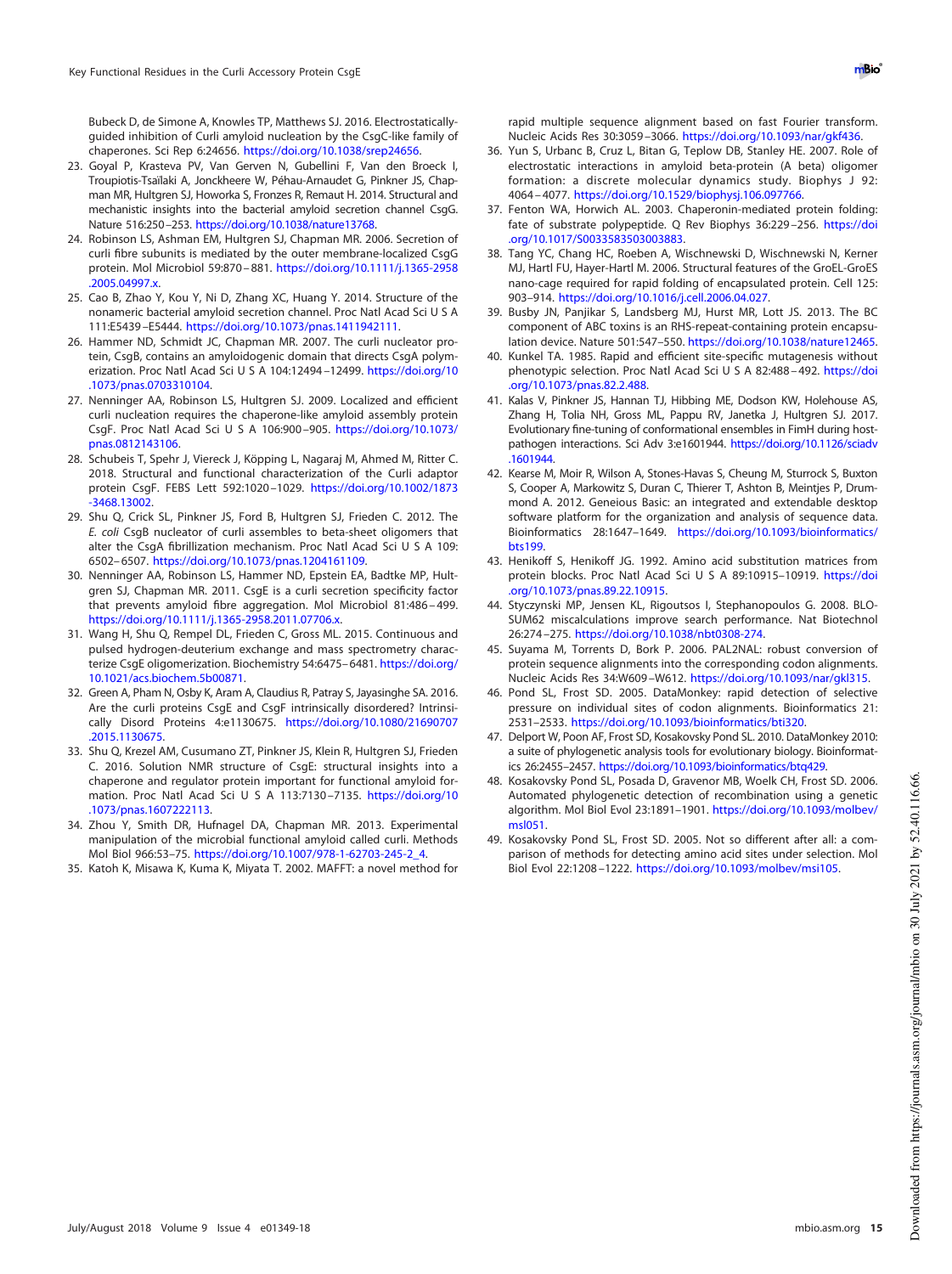Bubeck D, de Simone A, Knowles TP, Matthews SJ. 2016. Electrostatically-guided inhibition of Curli amyloid nucleation by the CsgC-like family of chaperones. Sci Rep 6:24656. https://doi.org/10.1038/srep24656.

23. Goyal P, Krasteva PV, Van Gerven N, Gubellini F, Van den Broeck I, Troupiotis-Tsaïlaki A, Jonckheere W, Péhau-Arnaudet G, Pinkner JS, Chapman MR, Hultgren SJ, Howorka S, Fronzes R, Remaut H. 2014. Structural and mechanistic insights into the bacterial amyloid secretion channel CsgG. Nature 516:250–253. https://doi.org/10.1038/nature13768.
24. Robinson LS, Ashman EM, Hultgren SJ, Chapman MR. 2006. Secretion of curli fibre subunits is mediated by the outer membrane-localized CsgG protein. Mol Microbiol 59:870–881. https://doi.org/10.1111/j.1365-2958.2005.04997.x.
25. Cao B, Zhao Y, Kou Y, Ni D, Zhang XC, Huang Y. 2014. Structure of the nonameric bacterial amyloid secretion channel. Proc Natl Acad Sci U S A 111:E5439–E5444. https://doi.org/10.1073/pnas.1411942111.
26. Hammer ND, Schmidt JC, Chapman MR. 2007. The curli nucleator protein, CsgB, contains an amyloidogenic domain that directs CsgA polymerization. Proc Natl Acad Sci U S A 104:12494–12499. https://doi.org/10.1073/pnas.0703310104.
27. Nenninger AA, Robinson LS, Hultgren SJ. 2009. Localized and efficient curli nucleation requires the chaperone-like amyloid assembly protein CsgF. Proc Natl Acad Sci U S A 106:900–905. https://doi.org/10.1073/pnas.0812143106.
28. Schubeis T, Spehr J, Viereck J, Köpping L, Nagaraj M, Ahmed M, Ritter C. 2018. Structural and functional characterization of the Curli adaptor protein CsgF. FEBS Lett 592:1020–1029. https://doi.org/10.1002/1873-3468.13002.
29. Shu Q, Crick SL, Pinkner JS, Ford B, Hultgren SJ, Frieden C. 2012. The *E. coli* CsgB nucleator of curli assembles to beta-sheet oligomers that alter the CsgA fibrillization mechanism. Proc Natl Acad Sci U S A 109:6502–6507. https://doi.org/10.1073/pnas.1204161109.
30. Nenninger AA, Robinson LS, Hammer ND, Epstein EA, Badtke MP, Hultgren SJ, Chapman MR. 2011. CsgE is a curli secretion specificity factor that prevents amyloid fibre aggregation. Mol Microbiol 81:486–499. https://doi.org/10.1111/j.1365-2958.2011.07706.x.
31. Wang H, Shu Q, Rempel DL, Frieden C, Gross ML. 2015. Continuous and pulsed hydrogen-deuterium exchange and mass spectrometry characterize CsgE oligomerization. Biochemistry 54:6475–6481. https://doi.org/10.1021/acs.biochem.5b00871.
32. Green A, Pham N, Osby K, Aram A, Claudius R, Patray S, Jayasinghe SA. 2016. Are the curli proteins CsgE and CsgF intrinsically disordered? Intrinsically Disord Proteins 4:e1130675. https://doi.org/10.1080/21690707.2015.1130675.
33. Shu Q, Krezel AM, Cusumano ZT, Pinkner JS, Klein R, Hultgren SJ, Frieden C. 2016. Solution NMR structure of CsgE: structural insights into a chaperone and regulator protein important for functional amyloid formation. Proc Natl Acad Sci U S A 113:7130–7135. https://doi.org/10.1073/pnas.1607222113.
34. Zhou Y, Smith DR, Hufnagel DA, Chapman MR. 2013. Experimental manipulation of the microbial functional amyloid called curli. Methods Mol Biol 966:53–75. https://doi.org/10.1007/978-1-62703-245-2_4.
35. Katoh K, Misawa K, Kuma K, Miyata T. 2002. MAFFT: a novel method for rapid multiple sequence alignment based on fast Fourier transform. Nucleic Acids Res 30:3059–3066. https://doi.org/10.1093/nar/gkf436.
36. Yun S, Urbanc B, Cruz L, Bitan G, Teplow DB, Stanley HE. 2007. Role of electrostatic interactions in amyloid beta-protein (A beta) oligomer formation: a discrete molecular dynamics study. Biophys J 92:4064–4077. https://doi.org/10.1529/biophysj.106.097766.
37. Fenton WA, Horwich AL. 2003. Chaperonin-mediated protein folding: fate of substrate polypeptide. Q Rev Biophys 36:229–256. https://doi.org/10.1017/S0033583503003883.
38. Tang YC, Chang HC, Roeben A, Wischnewski D, Wischnewski N, Kerner MJ, Hartl FU, Hayer-Hartl M. 2006. Structural features of the GroEL-GroES nano-cage required for rapid folding of encapsulated protein. Cell 125:903–914. https://doi.org/10.1016/j.cell.2006.04.027.
39. Busby JN, Panjikar S, Landsberg MJ, Hurst MR, Lott JS. 2013. The BC component of ABC toxins is an RHS-repeat-containing protein encapsulation device. Nature 501:547–550. https://doi.org/10.1038/nature12465.
40. Kunkel TA. 1985. Rapid and efficient site-specific mutagenesis without phenotypic selection. Proc Natl Acad Sci U S A 82:488–492. https://doi.org/10.1073/pnas.82.2.488.
41. Kalas V, Pinkner JS, Hannan TJ, Hibbing ME, Dodson KW, Holehouse AS, Zhang H, Tolia NH, Gross ML, Pappu RV, Janetka J, Hultgren SJ. 2017. Evolutionary fine-tuning of conformational ensembles in FimH during host-pathogen interactions. Sci Adv 3:e1601944. https://doi.org/10.1126/sciadv.1601944.
42. Kearse M, Moir R, Wilson A, Stones-Havas S, Cheung M, Sturrock S, Buxton S, Cooper A, Markowitz S, Duran C, Thierer T, Ashton B, Meintjes P, Drummond A. 2012. Geneious Basic: an integrated and extendable desktop software platform for the organization and analysis of sequence data. Bioinformatics 28:1647–1649. https://doi.org/10.1093/bioinformatics/bts199.
43. Henikoff S, Henikoff JG. 1992. Amino acid substitution matrices from protein blocks. Proc Natl Acad Sci U S A 89:10915–10919. https://doi.org/10.1073/pnas.89.22.10915.
44. Styczynski MP, Jensen KL, Rigoutsos I, Stephanopoulos G. 2008. BLOSUM62 miscalculations improve search performance. Nat Biotechnol 26:274–275. https://doi.org/10.1038/nbt0308-274.
45. Suyama M, Torrents D, Bork P. 2006. PAL2NAL: robust conversion of protein sequence alignments into the corresponding codon alignments. Nucleic Acids Res 34:W609–W612. https://doi.org/10.1093/nar/gkl315.
46. Pond SL, Frost SD. 2005. DataMonkey: rapid detection of selective pressure on individual sites of codon alignments. Bioinformatics 21:2531–2533. https://doi.org/10.1093/bioinformatics/bti320.
47. Delport W, Poon AF, Frost SD, Kosakovsky Pond SL. 2010. DataMonkey 2010: a suite of phylogenetic analysis tools for evolutionary biology. Bioinformatics 26:2455–2457. https://doi.org/10.1093/bioinformatics/btq429.
48. Kosakovsky Pond SL, Posada D, Gravenor MB, Woelk CH, Frost SD. 2006. Automated phylogenetic detection of recombination using a genetic algorithm. Mol Biol Evol 23:1891–1901. https://doi.org/10.1093/molbev/msl051.
49. Kosakovsky Pond SL, Frost SD. 2005. Not so different after all: a comparison of methods for detecting amino acid sites under selection. Mol Biol Evol 22:1208–1222. https://doi.org/10.1093/molbev/msi105.